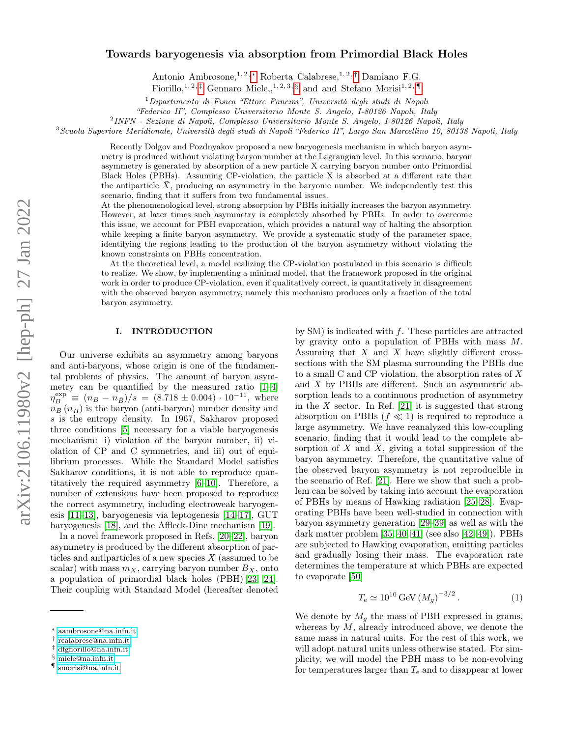# Towards baryogenesis via absorption from Primordial Black Holes

Antonio Ambrosone,[1,2,*] Roberta Calabrese,[1,2,†] Damiano F.G. Fiorillo,[1,2,‡] Gennaro Miele,,[1,2,3,§] and and Stefano Morisi[1,2,¶]

[1] *Dipartimento di Fisica "Ettore Pancini", Università degli studi di Napoli "Federico II", Complesso Universitario Monte S. Angelo, I-80126 Napoli, Italy*

[2] *INFN - Sezione di Napoli, Complesso Universitario Monte S. Angelo, I-80126 Napoli, Italy*

[3] *Scuola Superiore Meridionale, Università degli studi di Napoli "Federico II", Largo San Marcellino 10, 80138 Napoli, Italy*

Recently Dolgov and Pozdnyakov proposed a new baryogenesis mechanism in which baryon asymmetry is produced without violating baryon number at the Lagrangian level. In this scenario, baryon asymmetry is generated by absorption of a new particle X carrying baryon number onto Primordial Black Holes (PBHs). Assuming CP-violation, the particle X is absorbed at a different rate than the antiparticle $\bar{X}$, producing an asymmetry in the baryonic number. We independently test this scenario, finding that it suffers from two fundamental issues.

At the phenomenological level, strong absorption by PBHs initially increases the baryon asymmetry. However, at later times such asymmetry is completely absorbed by PBHs. In order to overcome this issue, we account for PBH evaporation, which provides a natural way of halting the absorption while keeping a finite baryon asymmetry. We provide a systematic study of the parameter space, identifying the regions leading to the production of the baryon asymmetry without violating the known constraints on PBHs concentration.

At the theoretical level, a model realizing the CP-violation postulated in this scenario is difficult to realize. We show, by implementing a minimal model, that the framework proposed in the original work in order to produce CP-violation, even if qualitatively correct, is quantitatively in disagreement with the observed baryon asymmetry, namely this mechanism produces only a fraction of the total baryon asymmetry.

## I. INTRODUCTION

Our universe exhibits an asymmetry among baryons and anti-baryons, whose origin is one of the fundamental problems of physics. The amount of baryon asymmetry can be quantified by the measured ratio [1–4] $\eta_B^{\mathrm{exp}} \equiv (n_B - n_{\bar{B}})/s = (8.718 \pm 0.004) \cdot 10^{-11}$, where $n_B$ ($n_{\bar{B}}$) is the baryon (anti-baryon) number density and $s$ is the entropy density. In 1967, Sakharov proposed three conditions [5] necessary for a viable baryogenesis mechanism: i) violation of the baryon number, ii) violation of CP and C symmetries, and iii) out of equilibrium processes. While the Standard Model satisfies Sakharov conditions, it is not able to reproduce quantitatively the required asymmetry [6–10]. Therefore, a number of extensions have been proposed to reproduce the correct asymmetry, including electroweak baryogenesis [11–13], baryogenesis via leptogenesis [14–17], GUT baryogenesis [18], and the Affleck-Dine mechanism [19].

In a novel framework proposed in Refs. [20–22], baryon asymmetry is produced by the different absorption of particles and antiparticles of a new species $X$ (assumed to be scalar) with mass $m_X$, carrying baryon number $B_X$, onto a population of primordial black holes (PBH) [23, 24]. Their coupling with Standard Model (hereafter denoted by SM) is indicated with $f$. These particles are attracted by gravity onto a population of PBHs with mass $M$. Assuming that $X$ and $\overline{X}$ have slightly different cross-sections with the SM plasma surrounding the PBHs due to a small C and CP violation, the absorption rates of $X$ and $\overline{X}$ by PBHs are different. Such an asymmetric absorption leads to a continuous production of asymmetry in the $X$ sector. In Ref. [21] it is suggested that strong absorption on PBHs ($f \ll 1$) is required to reproduce a large asymmetry. We have reanalyzed this low-coupling scenario, finding that it would lead to the complete absorption of $X$ and $\overline{X}$, giving a total suppression of the baryon asymmetry. Therefore, the quantitative value of the observed baryon asymmetry is not reproducible in the scenario of Ref. [21]. Here we show that such a problem can be solved by taking into account the evaporation of PBHs by means of Hawking radiation [25–28]. Evaporating PBHs have been well-studied in connection with baryon asymmetry generation [29–39] as well as with the dark matter problem [35, 40, 41] (see also [42–49]). PBHs are subjected to Hawking evaporation, emitting particles and gradually losing their mass. The evaporation rate determines the temperature at which PBHs are expected to evaporate [50]

$$T_{\mathrm{e}} \simeq 10^{10}\,\mathrm{GeV}\,(M_g)^{-3/2}\,. \tag{1}$$

We denote by $M_g$ the mass of PBH expressed in grams, whereas by $M$, already introduced above, we denote the same mass in natural units. For the rest of this work, we will adopt natural units unless otherwise stated. For simplicity, we will model the PBH mass to be non-evolving for temperatures larger than $T_{\mathrm{e}}$ and to disappear at lower

---

* aambrosone@na.infn.it
† rcalabrese@na.infn.it
‡ dfgfiorillo@na.infn.it
§ miele@na.infn.it
¶ smorisi@na.infn.it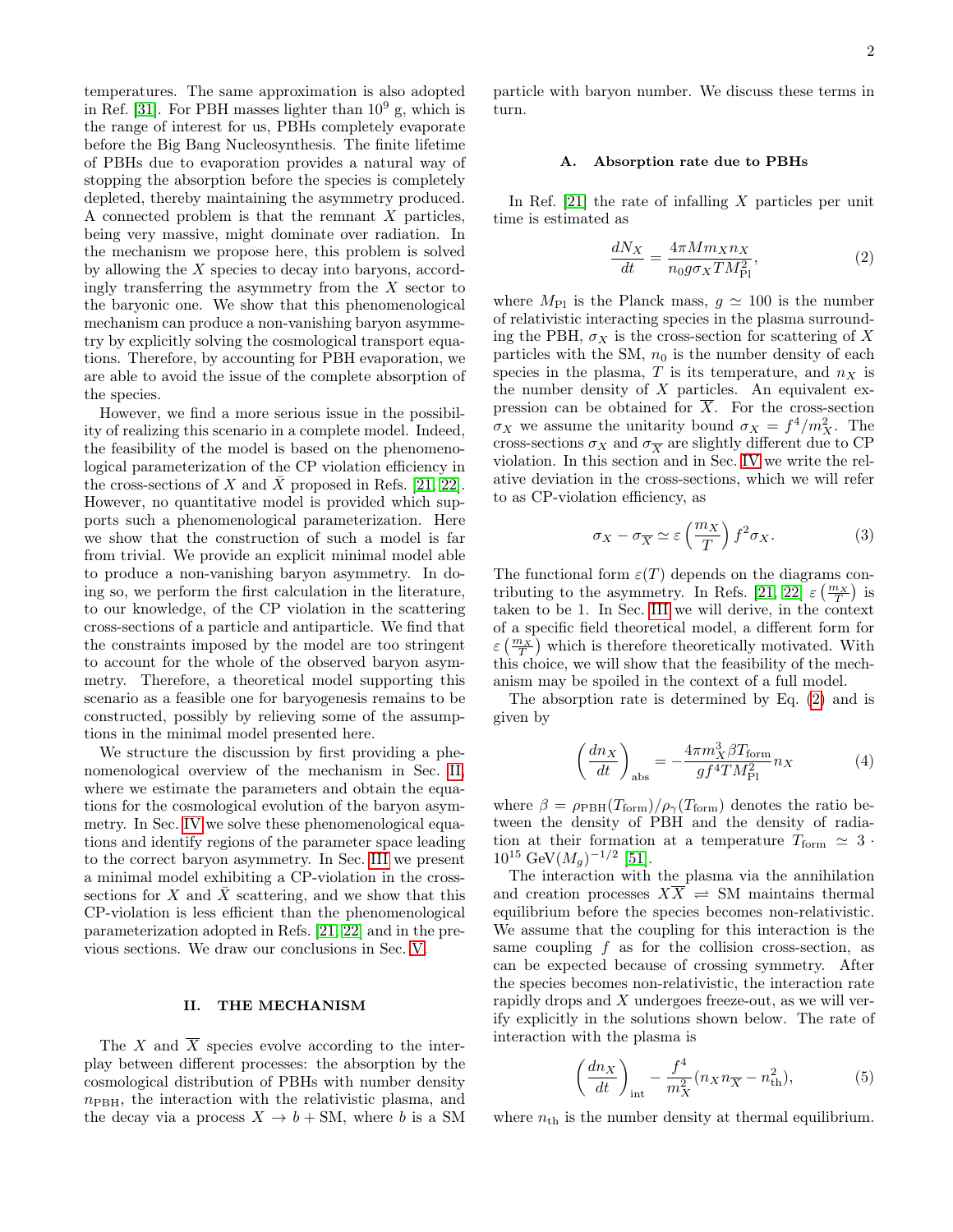temperatures. The same approximation is also adopted in Ref. [31]. For PBH masses lighter than $10^9$ g, which is the range of interest for us, PBHs completely evaporate before the Big Bang Nucleosynthesis. The finite lifetime of PBHs due to evaporation provides a natural way of stopping the absorption before the species is completely depleted, thereby maintaining the asymmetry produced. A connected problem is that the remnant $X$ particles, being very massive, might dominate over radiation. In the mechanism we propose here, this problem is solved by allowing the $X$ species to decay into baryons, accordingly transferring the asymmetry from the $X$ sector to the baryonic one. We show that this phenomenological mechanism can produce a non-vanishing baryon asymmetry by explicitly solving the cosmological transport equations. Therefore, by accounting for PBH evaporation, we are able to avoid the issue of the complete absorption of the species.

However, we find a more serious issue in the possibility of realizing this scenario in a complete model. Indeed, the feasibility of the model is based on the phenomenological parameterization of the CP violation efficiency in the cross-sections of $X$ and $\bar{X}$ proposed in Refs. [21, 22]. However, no quantitative model is provided which supports such a phenomenological parameterization. Here we show that the construction of such a model is far from trivial. We provide an explicit minimal model able to produce a non-vanishing baryon asymmetry. In doing so, we perform the first calculation in the literature, to our knowledge, of the CP violation in the scattering cross-sections of a particle and antiparticle. We find that the constraints imposed by the model are too stringent to account for the whole of the observed baryon asymmetry. Therefore, a theoretical model supporting this scenario as a feasible one for baryogenesis remains to be constructed, possibly by relieving some of the assumptions in the minimal model presented here.

We structure the discussion by first providing a phenomenological overview of the mechanism in Sec. II, where we estimate the parameters and obtain the equations for the cosmological evolution of the baryon asymmetry. In Sec. IV we solve these phenomenological equations and identify regions of the parameter space leading to the correct baryon asymmetry. In Sec. III we present a minimal model exhibiting a CP-violation in the cross-sections for $X$ and $\bar{X}$ scattering, and we show that this CP-violation is less efficient than the phenomenological parameterization adopted in Refs. [21, 22] and in the previous sections. We draw our conclusions in Sec. V.

## II. THE MECHANISM

The $X$ and $\overline{X}$ species evolve according to the interplay between different processes: the absorption by the cosmological distribution of PBHs with number density $n_{\rm PBH}$, the interaction with the relativistic plasma, and the decay via a process $X \to b + {\rm SM}$, where $b$ is a SM particle with baryon number. We discuss these terms in turn.

### A. Absorption rate due to PBHs

In Ref. [21] the rate of infalling $X$ particles per unit time is estimated as

$$\frac{dN_X}{dt} = \frac{4\pi M m_X n_X}{n_0 g \sigma_X T M_{\rm Pl}^2}, \tag{2}$$

where $M_{\rm Pl}$ is the Planck mass, $g \simeq 100$ is the number of relativistic interacting species in the plasma surrounding the PBH, $\sigma_X$ is the cross-section for scattering of $X$ particles with the SM, $n_0$ is the number density of each species in the plasma, $T$ is its temperature, and $n_X$ is the number density of $X$ particles. An equivalent expression can be obtained for $\overline{X}$. For the cross-section $\sigma_X$ we assume the unitarity bound $\sigma_X = f^4/m_X^2$. The cross-sections $\sigma_X$ and $\sigma_{\overline{X}}$ are slightly different due to CP violation. In this section and in Sec. IV we write the relative deviation in the cross-sections, which we will refer to as CP-violation efficiency, as

$$\sigma_X - \sigma_{\overline{X}} \simeq \varepsilon\left(\frac{m_X}{T}\right) f^2 \sigma_X. \tag{3}$$

The functional form $\varepsilon(T)$ depends on the diagrams contributing to the asymmetry. In Refs. [21, 22] $\varepsilon\left(\frac{m_X}{T}\right)$ is taken to be 1. In Sec. III we will derive, in the context of a specific field theoretical model, a different form for $\varepsilon\left(\frac{m_X}{T}\right)$ which is therefore theoretically motivated. With this choice, we will show that the feasibility of the mechanism may be spoiled in the context of a full model.

The absorption rate is determined by Eq. (2) and is given by

$$\left(\frac{dn_X}{dt}\right)_{\rm abs} = -\frac{4\pi m_X^3 \beta T_{\rm form}}{g f^4 T M_{\rm Pl}^2} n_X \tag{4}$$

where $\beta = \rho_{\rm PBH}(T_{\rm form})/\rho_\gamma(T_{\rm form})$ denotes the ratio between the density of PBH and the density of radiation at their formation at a temperature $T_{\rm form} \simeq 3 \cdot 10^{15}\ {\rm GeV}(M_g)^{-1/2}$ [51].

The interaction with the plasma via the annihilation and creation processes $X\overline{X} \rightleftharpoons {\rm SM}$ maintains thermal equilibrium before the species becomes non-relativistic. We assume that the coupling for this interaction is the same coupling $f$ as for the collision cross-section, as can be expected because of crossing symmetry. After the species becomes non-relativistic, the interaction rate rapidly drops and $X$ undergoes freeze-out, as we will verify explicitly in the solutions shown below. The rate of interaction with the plasma is

$$\left(\frac{dn_X}{dt}\right)_{\rm int} - \frac{f^4}{m_X^2}(n_X n_{\overline{X}} - n_{\rm th}^2), \tag{5}$$

where $n_{\rm th}$ is the number density at thermal equilibrium.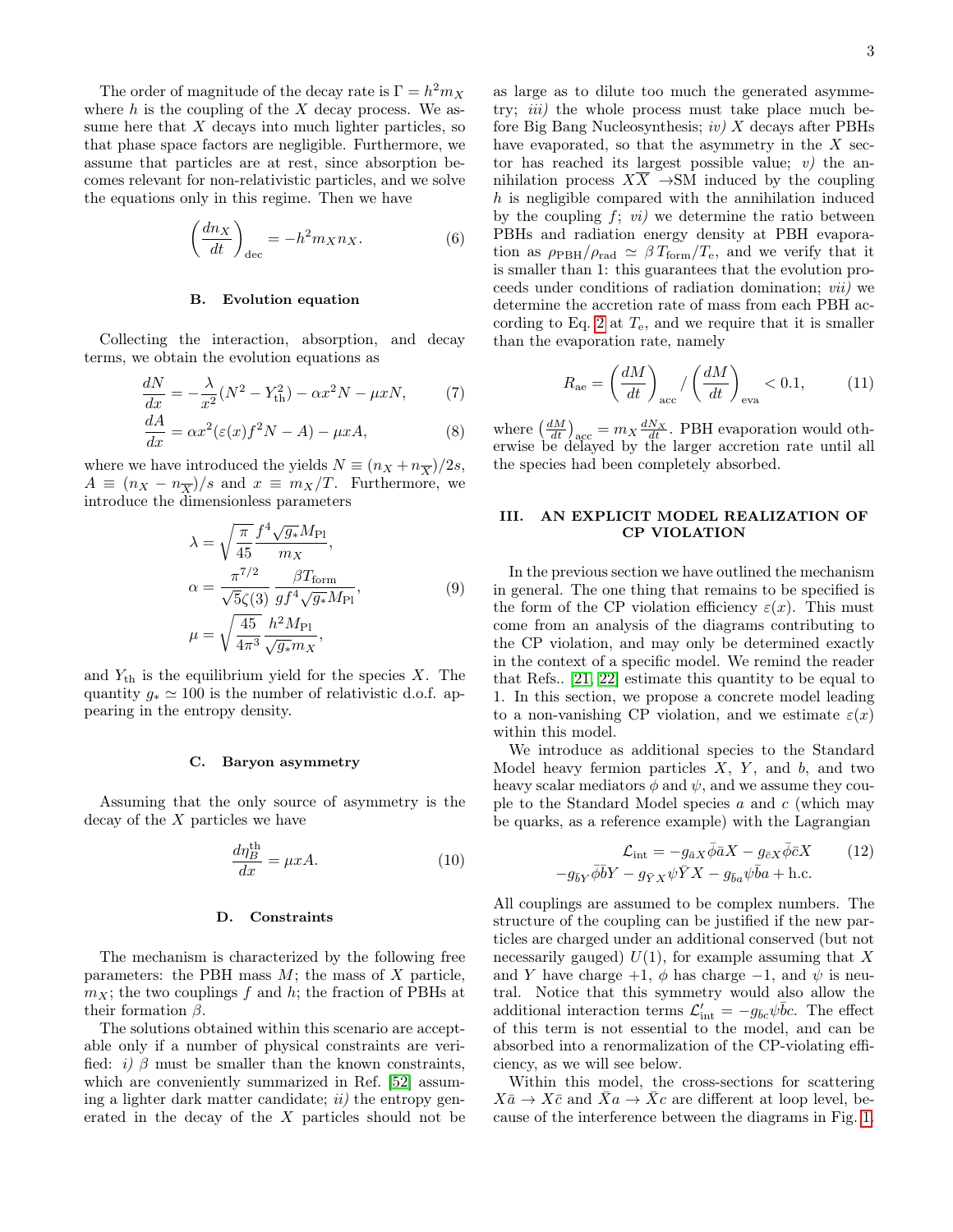The order of magnitude of the decay rate is $\Gamma = h^2 m_X$ where $h$ is the coupling of the $X$ decay process. We assume here that $X$ decays into much lighter particles, so that phase space factors are negligible. Furthermore, we assume that particles are at rest, since absorption becomes relevant for non-relativistic particles, and we solve the equations only in this regime. Then we have

$$\left(\frac{dn_X}{dt}\right)_{\rm dec} = -h^2 m_X n_X. \tag{6}$$

### B. Evolution equation

Collecting the interaction, absorption, and decay terms, we obtain the evolution equations as

$$\frac{dN}{dx} = -\frac{\lambda}{x^2}(N^2 - Y_{\rm th}^2) - \alpha x^2 N - \mu x N, \tag{7}$$

$$\frac{dA}{dx} = \alpha x^2(\varepsilon(x) f^2 N - A) - \mu x A, \tag{8}$$

where we have introduced the yields $N \equiv (n_X + n_{\overline{X}})/2s$, $A \equiv (n_X - n_{\overline{X}})/s$ and $x \equiv m_X/T$. Furthermore, we introduce the dimensionless parameters

$$\lambda = \sqrt{\frac{\pi}{45}} \frac{f^4 \sqrt{g_*} M_{\rm Pl}}{m_X},$$
$$\alpha = \frac{\pi^{7/2}}{\sqrt{5}\zeta(3)} \frac{\beta T_{\rm form}}{g f^4 \sqrt{g_*} M_{\rm Pl}}, \tag{9}$$
$$\mu = \sqrt{\frac{45}{4\pi^3}} \frac{h^2 M_{\rm Pl}}{\sqrt{g_*} m_X},$$

and $Y_{\rm th}$ is the equilibrium yield for the species $X$. The quantity $g_* \simeq 100$ is the number of relativistic d.o.f. appearing in the entropy density.

### C. Baryon asymmetry

Assuming that the only source of asymmetry is the decay of the $X$ particles we have

$$\frac{d\eta_B^{\rm th}}{dx} = \mu x A. \tag{10}$$

### D. Constraints

The mechanism is characterized by the following free parameters: the PBH mass $M$; the mass of $X$ particle, $m_X$; the two couplings $f$ and $h$; the fraction of PBHs at their formation $\beta$.

The solutions obtained within this scenario are acceptable only if a number of physical constraints are verified: *i)* $\beta$ must be smaller than the known constraints, which are conveniently summarized in Ref. [52] assuming a lighter dark matter candidate; *ii)* the entropy generated in the decay of the $X$ particles should not be as large as to dilute too much the generated asymmetry; *iii)* the whole process must take place much before Big Bang Nucleosynthesis; *iv)* $X$ decays after PBHs have evaporated, so that the asymmetry in the $X$ sector has reached its largest possible value; *v)* the annihilation process $X\overline{X}$ →SM induced by the coupling $h$ is negligible compared with the annihilation induced by the coupling $f$; *vi)* we determine the ratio between PBHs and radiation energy density at PBH evaporation as $\rho_{\rm PBH}/\rho_{\rm rad} \simeq \beta\, T_{\rm form}/T_{\rm e}$, and we verify that it is smaller than 1: this guarantees that the evolution proceeds under conditions of radiation domination; *vii)* we determine the accretion rate of mass from each PBH according to Eq. 2 at $T_{\rm e}$, and we require that it is smaller than the evaporation rate, namely

$$R_{\rm ae} = \left(\frac{dM}{dt}\right)_{\rm acc} / \left(\frac{dM}{dt}\right)_{\rm eva} < 0.1, \tag{11}$$

where $\left(\frac{dM}{dt}\right)_{\rm acc} = m_X \frac{dN_X}{dt}$. PBH evaporation would otherwise be delayed by the larger accretion rate until all the species had been completely absorbed.

## III. AN EXPLICIT MODEL REALIZATION OF CP VIOLATION

In the previous section we have outlined the mechanism in general. The one thing that remains to be specified is the form of the CP violation efficiency $\varepsilon(x)$. This must come from an analysis of the diagrams contributing to the CP violation, and may only be determined exactly in the context of a specific model. We remind the reader that Refs.. [21, 22] estimate this quantity to be equal to 1. In this section, we propose a concrete model leading to a non-vanishing CP violation, and we estimate $\varepsilon(x)$ within this model.

We introduce as additional species to the Standard Model heavy fermion particles $X$, $Y$, and $b$, and two heavy scalar mediators $\phi$ and $\psi$, and we assume they couple to the Standard Model species $a$ and $c$ (which may be quarks, as a reference example) with the Lagrangian

$$\mathcal{L}_{\rm int} = -g_{\bar{a}X}\bar{\phi}\bar{a}X - g_{\bar{c}X}\bar{\phi}\bar{c}X \tag{12}$$
$$-g_{\bar{b}Y}\bar{\phi}\bar{b}Y - g_{\bar{Y}X}\psi\bar{Y}X - g_{\bar{b}a}\psi\bar{b}a + {\rm h.c.}$$

All couplings are assumed to be complex numbers. The structure of the coupling can be justified if the new particles are charged under an additional conserved (but not necessarily gauged) $U(1)$, for example assuming that $X$ and $Y$ have charge +1, $\phi$ has charge −1, and $\psi$ is neutral. Notice that this symmetry would also allow the additional interaction terms $\mathcal{L}'_{\rm int} = -g_{\bar{b}c}\psi\bar{b}c$. The effect of this term is not essential to the model, and can be absorbed into a renormalization of the CP-violating efficiency, as we will see below.

Within this model, the cross-sections for scattering $X\bar{a} \to X\bar{c}$ and $\bar{X}a \to \bar{X}c$ are different at loop level, because of the interference between the diagrams in Fig. 1.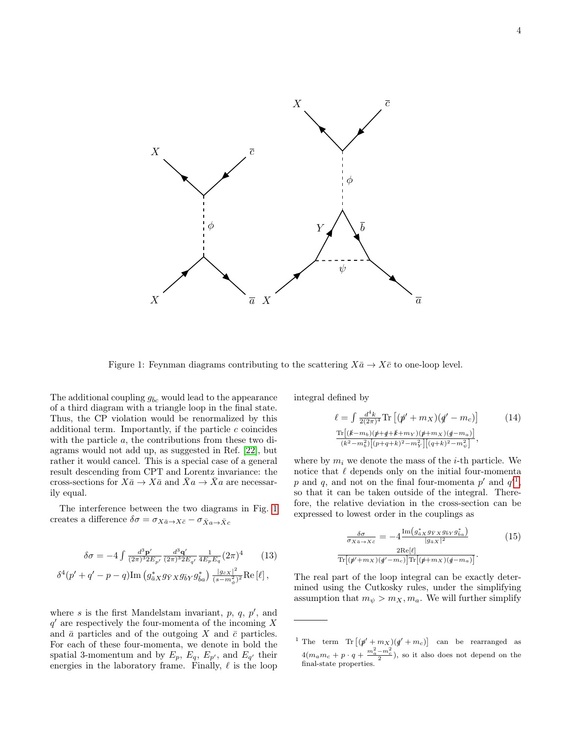Figure 1: Feynman diagrams contributing to the scattering $X\bar{a} \to X\bar{c}$ to one-loop level.

The additional coupling $g_{\bar{b}c}$ would lead to the appearance of a third diagram with a triangle loop in the final state. Thus, the CP violation would be renormalized by this additional term. Importantly, if the particle $c$ coincides with the particle $a$, the contributions from these two diagrams would not add up, as suggested in Ref. [22], but rather it would cancel. This is a special case of a general result descending from CPT and Lorentz invariance: the cross-sections for $X\bar{a} \to X\bar{a}$ and $\bar{X}a \to \bar{X}a$ are necessarily equal.

The interference between the two diagrams in Fig. 1 creates a difference $\delta\sigma = \sigma_{X\bar{a}\to X\bar{c}} - \sigma_{\bar{X}a\to\bar{X}c}$

$$\delta\sigma = -4\int \frac{d^3\mathbf{p}'}{(2\pi)^3 2E_{p'}} \frac{d^3\mathbf{q}'}{(2\pi)^3 2E_{q'}} \frac{1}{4E_p E_q}(2\pi)^4 \tag{13}$$
$$\delta^4(p'+q'-p-q)\mathrm{Im}\left(g^*_{\bar{a}X} g_{\bar{Y}X} g_{\bar{b}Y} g^*_{\bar{b}a}\right) \frac{|g_{\bar{c}X}|^2}{(s-m_\phi^2)^2}\mathrm{Re}\left[\ell\right],$$

where $s$ is the first Mandelstam invariant, $p$, $q$, $p'$, and $q'$ are respectively the four-momenta of the incoming $X$ and $\bar{a}$ particles and of the outgoing $X$ and $\bar{c}$ particles. For each of these four-momenta, we denote in bold the spatial 3-momentum and by $E_p$, $E_q$, $E_{p'}$, and $E_{q'}$ their energies in the laboratory frame. Finally, $\ell$ is the loop integral defined by

$$\ell = \int \frac{d^4k}{2(2\pi)^4}\mathrm{Tr}\left[(\not{p}' + m_X)(\not{q}' - m_c)\right] \tag{14}$$
$$\frac{\mathrm{Tr}\left[(\not{k}-m_b)(\not{p}+\not{q}+\not{k}+m_Y)(\not{p}+m_X)(\not{q}-m_a)\right]}{(k^2-m_b^2)\left[(p+q+k)^2-m_Y^2\right]\left[(q+k)^2-m_\psi^2\right]},$$

where by $m_i$ we denote the mass of the $i$-th particle. We notice that $\ell$ depends only on the initial four-momenta $p$ and $q$, and not on the final four-momenta $p'$ and $q'$[1], so that it can be taken outside of the integral. Therefore, the relative deviation in the cross-section can be expressed to lowest order in the couplings as

$$\frac{\delta\sigma}{\sigma_{X\bar{a}\to X\bar{c}}} = -4\frac{\mathrm{Im}\left(g^*_{\bar{a}X} g_{\bar{Y}X} g_{\bar{b}Y} g^*_{\bar{b}a}\right)}{|g_{\bar{a}X}|^2} \tag{15}$$
$$\frac{2\mathrm{Re}[\ell]}{\mathrm{Tr}\left[(\not{p}'+m_X)(\not{q}'-m_c)\right]\mathrm{Tr}\left[(\not{p}+m_X)(\not{q}-m_a)\right]}.$$

The real part of the loop integral can be exactly determined using the Cutkosky rules, under the simplifying assumption that $m_\psi > m_X, m_a$. We will further simplify

[1] The term $\mathrm{Tr}\left[(\not{p}' + m_X)(\not{q}' + m_c)\right]$ can be rearranged as $4(m_a m_c + p\cdot q + \frac{m_a^2 - m_c^2}{2})$, so it also does not depend on the final-state properties.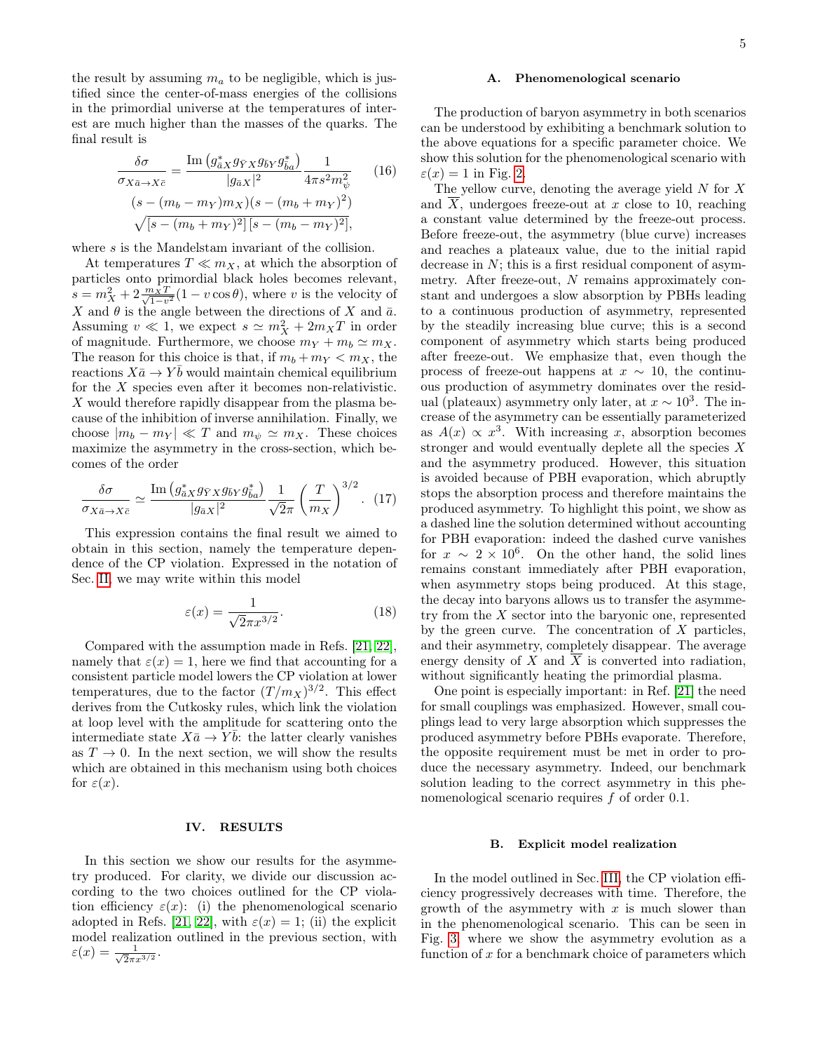the result by assuming $m_a$ to be negligible, which is justified since the center-of-mass energies of the collisions in the primordial universe at the temperatures of interest are much higher than the masses of the quarks. The final result is

$$\frac{\delta\sigma}{\sigma_{X\bar{a}\to X\bar{c}}} = \frac{\mathrm{Im}\left(g^*_{\bar{a}X} g_{\bar{Y}X} g_{\bar{b}Y} g^*_{\bar{b}a}\right)}{|g_{\bar{a}X}|^2} \frac{1}{4\pi s^2 m_\psi^2} \tag{16}$$
$$(s - (m_b - m_Y)m_X)(s - (m_b + m_Y)^2)$$
$$\sqrt{[s - (m_b + m_Y)^2]\,[s - (m_b - m_Y)^2]},$$

where $s$ is the Mandelstam invariant of the collision.

At temperatures $T \ll m_X$, at which the absorption of particles onto primordial black holes becomes relevant, $s = m_X^2 + 2\frac{m_X T}{\sqrt{1-v^2}}(1 - v\cos\theta)$, where $v$ is the velocity of $X$ and $\theta$ is the angle between the directions of $X$ and $\bar{a}$. Assuming $v \ll 1$, we expect $s \simeq m_X^2 + 2m_X T$ in order of magnitude. Furthermore, we choose $m_Y + m_b \simeq m_X$. The reason for this choice is that, if $m_b + m_Y < m_X$, the reactions $X\bar{a} \to Y\bar{b}$ would maintain chemical equilibrium for the $X$ species even after it becomes non-relativistic. $X$ would therefore rapidly disappear from the plasma because of the inhibition of inverse annihilation. Finally, we choose $|m_b - m_Y| \ll T$ and $m_\psi \simeq m_X$. These choices maximize the asymmetry in the cross-section, which becomes of the order

$$\frac{\delta\sigma}{\sigma_{X\bar{a}\to X\bar{c}}} \simeq \frac{\mathrm{Im}\left(g^*_{\bar{a}X} g_{\bar{Y}X} g_{\bar{b}Y} g^*_{\bar{b}a}\right)}{|g_{\bar{a}X}|^2} \frac{1}{\sqrt{2}\pi} \left(\frac{T}{m_X}\right)^{3/2}. \tag{17}$$

This expression contains the final result we aimed to obtain in this section, namely the temperature dependence of the CP violation. Expressed in the notation of Sec. II, we may write within this model

$$\varepsilon(x) = \frac{1}{\sqrt{2}\pi x^{3/2}}. \tag{18}$$

Compared with the assumption made in Refs. [21, 22], namely that $\varepsilon(x) = 1$, here we find that accounting for a consistent particle model lowers the CP violation at lower temperatures, due to the factor $(T/m_X)^{3/2}$. This effect derives from the Cutkosky rules, which link the violation at loop level with the amplitude for scattering onto the intermediate state $X\bar{a} \to Y\bar{b}$: the latter clearly vanishes as $T \to 0$. In the next section, we will show the results which are obtained in this mechanism using both choices for $\varepsilon(x)$.

## IV. RESULTS

In this section we show our results for the asymmetry produced. For clarity, we divide our discussion according to the two choices outlined for the CP violation efficiency $\varepsilon(x)$: (i) the phenomenological scenario adopted in Refs. [21, 22], with $\varepsilon(x) = 1$; (ii) the explicit model realization outlined in the previous section, with $\varepsilon(x) = \frac{1}{\sqrt{2}\pi x^{3/2}}$.

### A. Phenomenological scenario

The production of baryon asymmetry in both scenarios can be understood by exhibiting a benchmark solution to the above equations for a specific parameter choice. We show this solution for the phenomenological scenario with $\varepsilon(x) = 1$ in Fig. 2.

The yellow curve, denoting the average yield $N$ for $X$ and $\overline{X}$, undergoes freeze-out at $x$ close to 10, reaching a constant value determined by the freeze-out process. Before freeze-out, the asymmetry (blue curve) increases and reaches a plateaux value, due to the initial rapid decrease in $N$; this is a first residual component of asymmetry. After freeze-out, $N$ remains approximately constant and undergoes a slow absorption by PBHs leading to a continuous production of asymmetry, represented by the steadily increasing blue curve; this is a second component of asymmetry which starts being produced after freeze-out. We emphasize that, even though the process of freeze-out happens at $x \sim 10$, the continuous production of asymmetry dominates over the residual (plateaux) asymmetry only later, at $x \sim 10^3$. The increase of the asymmetry can be essentially parameterized as $A(x) \propto x^3$. With increasing $x$, absorption becomes stronger and would eventually deplete all the species $X$ and the asymmetry produced. However, this situation is avoided because of PBH evaporation, which abruptly stops the absorption process and therefore maintains the produced asymmetry. To highlight this point, we show as a dashed line the solution determined without accounting for PBH evaporation: indeed the dashed curve vanishes for $x \sim 2 \times 10^6$. On the other hand, the solid lines remains constant immediately after PBH evaporation, when asymmetry stops being produced. At this stage, the decay into baryons allows us to transfer the asymmetry from the $X$ sector into the baryonic one, represented by the green curve. The concentration of $X$ particles, and their asymmetry, completely disappear. The average energy density of $X$ and $\overline{X}$ is converted into radiation, without significantly heating the primordial plasma.

One point is especially important: in Ref. [21] the need for small couplings was emphasized. However, small couplings lead to very large absorption which suppresses the produced asymmetry before PBHs evaporate. Therefore, the opposite requirement must be met in order to produce the necessary asymmetry. Indeed, our benchmark solution leading to the correct asymmetry in this phenomenological scenario requires $f$ of order 0.1.

### B. Explicit model realization

In the model outlined in Sec. III, the CP violation efficiency progressively decreases with time. Therefore, the growth of the asymmetry with $x$ is much slower than in the phenomenological scenario. This can be seen in Fig. 3, where we show the asymmetry evolution as a function of $x$ for a benchmark choice of parameters which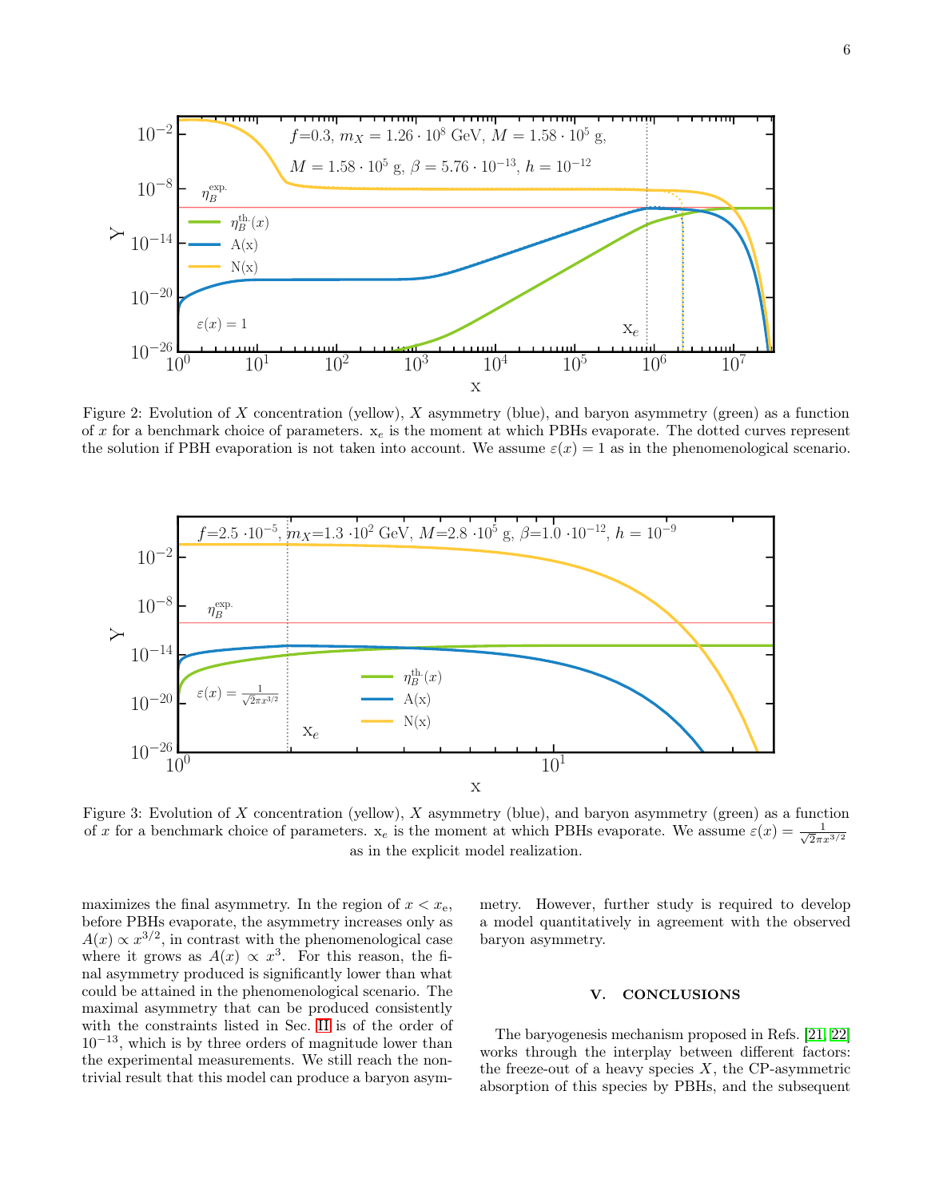Figure 2: Evolution of $X$ concentration (yellow), $X$ asymmetry (blue), and baryon asymmetry (green) as a function of $x$ for a benchmark choice of parameters. $x_e$ is the moment at which PBHs evaporate. The dotted curves represent the solution if PBH evaporation is not taken into account. We assume $\varepsilon(x) = 1$ as in the phenomenological scenario.

Figure 3: Evolution of $X$ concentration (yellow), $X$ asymmetry (blue), and baryon asymmetry (green) as a function of $x$ for a benchmark choice of parameters. $x_e$ is the moment at which PBHs evaporate. We assume $\varepsilon(x) = \frac{1}{\sqrt{2}\pi x^{3/2}}$ as in the explicit model realization.

maximizes the final asymmetry. In the region of $x < x_e$, before PBHs evaporate, the asymmetry increases only as $A(x) \propto x^{3/2}$, in contrast with the phenomenological case where it grows as $A(x) \propto x^3$. For this reason, the final asymmetry produced is significantly lower than what could be attained in the phenomenological scenario. The maximal asymmetry that can be produced consistently with the constraints listed in Sec. II is of the order of $10^{-13}$, which is by three orders of magnitude lower than the experimental measurements. We still reach the non-trivial result that this model can produce a baryon asymmetry. However, further study is required to develop a model quantitatively in agreement with the observed baryon asymmetry.

## V. CONCLUSIONS

The baryogenesis mechanism proposed in Refs. [21, 22] works through the interplay between different factors: the freeze-out of a heavy species $X$, the CP-asymmetric absorption of this species by PBHs, and the subsequent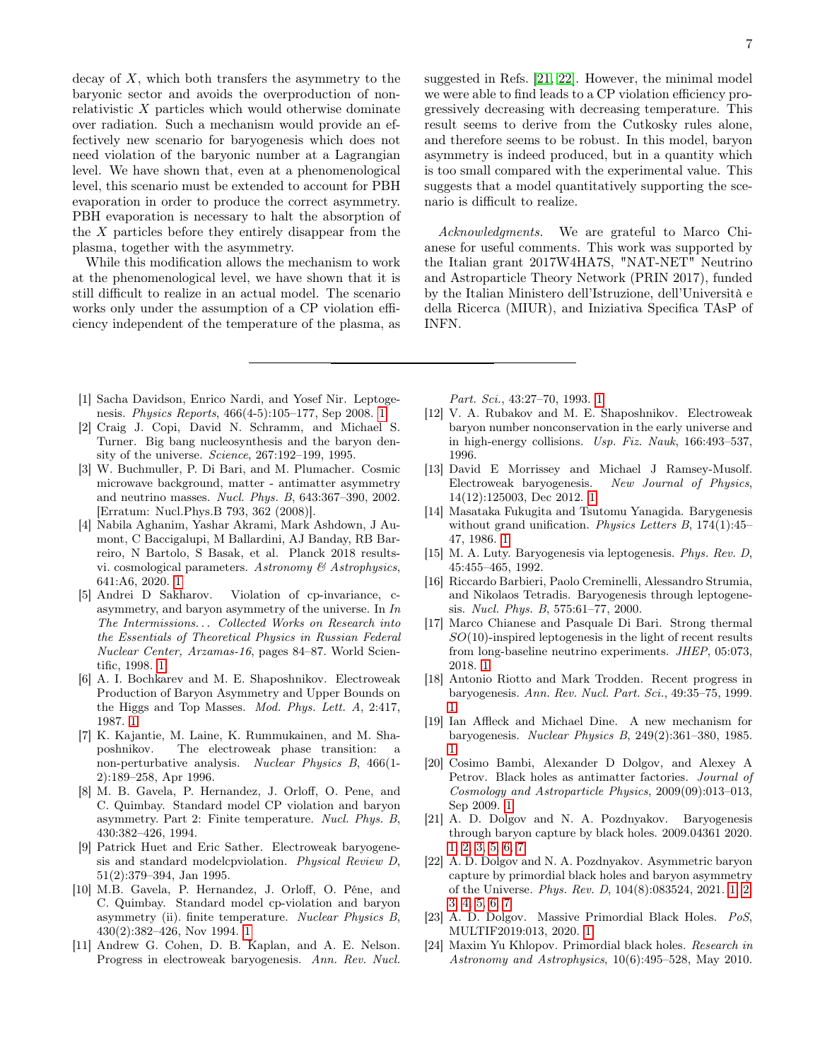decay of $X$, which both transfers the asymmetry to the baryonic sector and avoids the overproduction of non-relativistic $X$ particles which would otherwise dominate over radiation. Such a mechanism would provide an effectively new scenario for baryogenesis which does not need violation of the baryonic number at a Lagrangian level. We have shown that, even at a phenomenological level, this scenario must be extended to account for PBH evaporation in order to produce the correct asymmetry. PBH evaporation is necessary to halt the absorption of the $X$ particles before they entirely disappear from the plasma, together with the asymmetry.

While this modification allows the mechanism to work at the phenomenological level, we have shown that it is still difficult to realize in an actual model. The scenario works only under the assumption of a CP violation efficiency independent of the temperature of the plasma, as suggested in Refs. [21, 22]. However, the minimal model we were able to find leads to a CP violation efficiency progressively decreasing with decreasing temperature. This result seems to derive from the Cutkosky rules alone, and therefore seems to be robust. In this model, baryon asymmetry is indeed produced, but in a quantity which is too small compared with the experimental value. This suggests that a model quantitatively supporting the scenario is difficult to realize.

*Acknowledgments.* We are grateful to Marco Chianese for useful comments. This work was supported by the Italian grant 2017W4HA7S, "NAT-NET" Neutrino and Astroparticle Theory Network (PRIN 2017), funded by the Italian Ministero dell'Istruzione, dell'Università e della Ricerca (MIUR), and Iniziativa Specifica TAsP of INFN.

---

[1] Sacha Davidson, Enrico Nardi, and Yosef Nir. Leptogenesis. *Physics Reports*, 466(4-5):105–177, Sep 2008. 1

[2] Craig J. Copi, David N. Schramm, and Michael S. Turner. Big bang nucleosynthesis and the baryon density of the universe. *Science*, 267:192–199, 1995.

[3] W. Buchmuller, P. Di Bari, and M. Plumacher. Cosmic microwave background, matter - antimatter asymmetry and neutrino masses. *Nucl. Phys. B*, 643:367–390, 2002. [Erratum: Nucl.Phys.B 793, 362 (2008)].

[4] Nabila Aghanim, Yashar Akrami, Mark Ashdown, J Aumont, C Baccigalupi, M Ballardini, AJ Banday, RB Barreiro, N Bartolo, S Basak, et al. Planck 2018 results-vi. cosmological parameters. *Astronomy & Astrophysics*, 641:A6, 2020. 1

[5] Andrei D Sakharov. Violation of cp-invariance, c-asymmetry, and baryon asymmetry of the universe. In *In The Intermissions... Collected Works on Research into the Essentials of Theoretical Physics in Russian Federal Nuclear Center, Arzamas-16*, pages 84–87. World Scientific, 1998. 1

[6] A. I. Bochkarev and M. E. Shaposhnikov. Electroweak Production of Baryon Asymmetry and Upper Bounds on the Higgs and Top Masses. *Mod. Phys. Lett. A*, 2:417, 1987. 1

[7] K. Kajantie, M. Laine, K. Rummukainen, and M. Shaposhnikov. The electroweak phase transition: a non-perturbative analysis. *Nuclear Physics B*, 466(1-2):189–258, Apr 1996.

[8] M. B. Gavela, P. Hernandez, J. Orloff, O. Pene, and C. Quimbay. Standard model CP violation and baryon asymmetry. Part 2: Finite temperature. *Nucl. Phys. B*, 430:382–426, 1994.

[9] Patrick Huet and Eric Sather. Electroweak baryogenesis and standard modelcpviolation. *Physical Review D*, 51(2):379–394, Jan 1995.

[10] M.B. Gavela, P. Hernandez, J. Orloff, O. Péne, and C. Quimbay. Standard model cp-violation and baryon asymmetry (ii). finite temperature. *Nuclear Physics B*, 430(2):382–426, Nov 1994. 1

[11] Andrew G. Cohen, D. B. Kaplan, and A. E. Nelson. Progress in electroweak baryogenesis. *Ann. Rev. Nucl. Part. Sci.*, 43:27–70, 1993. 1

[12] V. A. Rubakov and M. E. Shaposhnikov. Electroweak baryon number nonconservation in the early universe and in high-energy collisions. *Usp. Fiz. Nauk*, 166:493–537, 1996.

[13] David E Morrissey and Michael J Ramsey-Musolf. Electroweak baryogenesis. *New Journal of Physics*, 14(12):125003, Dec 2012. 1

[14] Masataka Fukugita and Tsutomu Yanagida. Barygenesis without grand unification. *Physics Letters B*, 174(1):45–47, 1986. 1

[15] M. A. Luty. Baryogenesis via leptogenesis. *Phys. Rev. D*, 45:455–465, 1992.

[16] Riccardo Barbieri, Paolo Creminelli, Alessandro Strumia, and Nikolaos Tetradis. Baryogenesis through leptogenesis. *Nucl. Phys. B*, 575:61–77, 2000.

[17] Marco Chianese and Pasquale Di Bari. Strong thermal $SO(10)$-inspired leptogenesis in the light of recent results from long-baseline neutrino experiments. *JHEP*, 05:073, 2018. 1

[18] Antonio Riotto and Mark Trodden. Recent progress in baryogenesis. *Ann. Rev. Nucl. Part. Sci.*, 49:35–75, 1999. 1

[19] Ian Affleck and Michael Dine. A new mechanism for baryogenesis. *Nuclear Physics B*, 249(2):361–380, 1985. 1

[20] Cosimo Bambi, Alexander D Dolgov, and Alexey A Petrov. Black holes as antimatter factories. *Journal of Cosmology and Astroparticle Physics*, 2009(09):013–013, Sep 2009. 1

[21] A. D. Dolgov and N. A. Pozdnyakov. Baryogenesis through baryon capture by black holes. 2009.04361 2020. 1, 2, 3, 5, 6, 7

[22] A. D. Dolgov and N. A. Pozdnyakov. Asymmetric baryon capture by primordial black holes and baryon asymmetry of the Universe. *Phys. Rev. D*, 104(8):083524, 2021. 1, 2, 3, 4, 5, 6, 7

[23] A. D. Dolgov. Massive Primordial Black Holes. *PoS*, MULTIF2019:013, 2020. 1

[24] Maxim Yu Khlopov. Primordial black holes. *Research in Astronomy and Astrophysics*, 10(6):495–528, May 2010.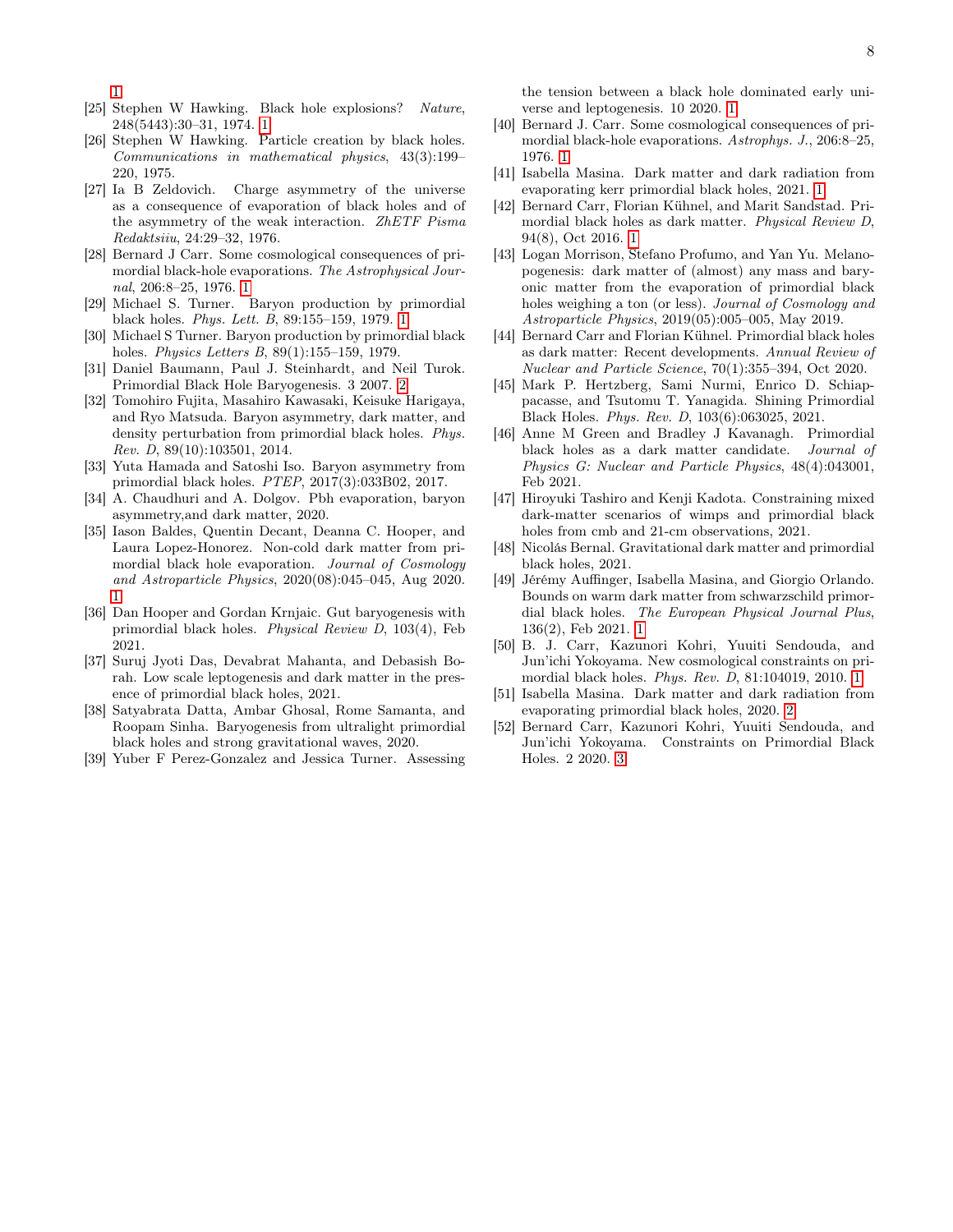1

[25] Stephen W Hawking. Black hole explosions? *Nature*, 248(5443):30–31, 1974. 1

[26] Stephen W Hawking. Particle creation by black holes. *Communications in mathematical physics*, 43(3):199–220, 1975.

[27] Ia B Zeldovich. Charge asymmetry of the universe as a consequence of evaporation of black holes and of the asymmetry of the weak interaction. *ZhETF Pisma Redaktsiiu*, 24:29–32, 1976.

[28] Bernard J Carr. Some cosmological consequences of primordial black-hole evaporations. *The Astrophysical Journal*, 206:8–25, 1976. 1

[29] Michael S. Turner. Baryon production by primordial black holes. *Phys. Lett. B*, 89:155–159, 1979. 1

[30] Michael S Turner. Baryon production by primordial black holes. *Physics Letters B*, 89(1):155–159, 1979.

[31] Daniel Baumann, Paul J. Steinhardt, and Neil Turok. Primordial Black Hole Baryogenesis. 3 2007. 2

[32] Tomohiro Fujita, Masahiro Kawasaki, Keisuke Harigaya, and Ryo Matsuda. Baryon asymmetry, dark matter, and density perturbation from primordial black holes. *Phys. Rev. D*, 89(10):103501, 2014.

[33] Yuta Hamada and Satoshi Iso. Baryon asymmetry from primordial black holes. *PTEP*, 2017(3):033B02, 2017.

[34] A. Chaudhuri and A. Dolgov. Pbh evaporation, baryon asymmetry,and dark matter, 2020.

[35] Iason Baldes, Quentin Decant, Deanna C. Hooper, and Laura Lopez-Honorez. Non-cold dark matter from primordial black hole evaporation. *Journal of Cosmology and Astroparticle Physics*, 2020(08):045–045, Aug 2020. 1

[36] Dan Hooper and Gordan Krnjaic. Gut baryogenesis with primordial black holes. *Physical Review D*, 103(4), Feb 2021.

[37] Suruj Jyoti Das, Devabrat Mahanta, and Debasish Borah. Low scale leptogenesis and dark matter in the presence of primordial black holes, 2021.

[38] Satyabrata Datta, Ambar Ghosal, Rome Samanta, and Roopam Sinha. Baryogenesis from ultralight primordial black holes and strong gravitational waves, 2020.

[39] Yuber F Perez-Gonzalez and Jessica Turner. Assessing the tension between a black hole dominated early universe and leptogenesis. 10 2020. 1

[40] Bernard J. Carr. Some cosmological consequences of primordial black-hole evaporations. *Astrophys. J.*, 206:8–25, 1976. 1

[41] Isabella Masina. Dark matter and dark radiation from evaporating kerr primordial black holes, 2021. 1

[42] Bernard Carr, Florian Kühnel, and Marit Sandstad. Primordial black holes as dark matter. *Physical Review D*, 94(8), Oct 2016. 1

[43] Logan Morrison, Stefano Profumo, and Yan Yu. Melanopogenesis: dark matter of (almost) any mass and baryonic matter from the evaporation of primordial black holes weighing a ton (or less). *Journal of Cosmology and Astroparticle Physics*, 2019(05):005–005, May 2019.

[44] Bernard Carr and Florian Kühnel. Primordial black holes as dark matter: Recent developments. *Annual Review of Nuclear and Particle Science*, 70(1):355–394, Oct 2020.

[45] Mark P. Hertzberg, Sami Nurmi, Enrico D. Schiappacasse, and Tsutomu T. Yanagida. Shining Primordial Black Holes. *Phys. Rev. D*, 103(6):063025, 2021.

[46] Anne M Green and Bradley J Kavanagh. Primordial black holes as a dark matter candidate. *Journal of Physics G: Nuclear and Particle Physics*, 48(4):043001, Feb 2021.

[47] Hiroyuki Tashiro and Kenji Kadota. Constraining mixed dark-matter scenarios of wimps and primordial black holes from cmb and 21-cm observations, 2021.

[48] Nicolás Bernal. Gravitational dark matter and primordial black holes, 2021.

[49] Jérémy Auffinger, Isabella Masina, and Giorgio Orlando. Bounds on warm dark matter from schwarzschild primordial black holes. *The European Physical Journal Plus*, 136(2), Feb 2021. 1

[50] B. J. Carr, Kazunori Kohri, Yuuiti Sendouda, and Jun'ichi Yokoyama. New cosmological constraints on primordial black holes. *Phys. Rev. D*, 81:104019, 2010. 1

[51] Isabella Masina. Dark matter and dark radiation from evaporating primordial black holes, 2020. 2

[52] Bernard Carr, Kazunori Kohri, Yuuiti Sendouda, and Jun'ichi Yokoyama. Constraints on Primordial Black Holes. 2 2020. 3